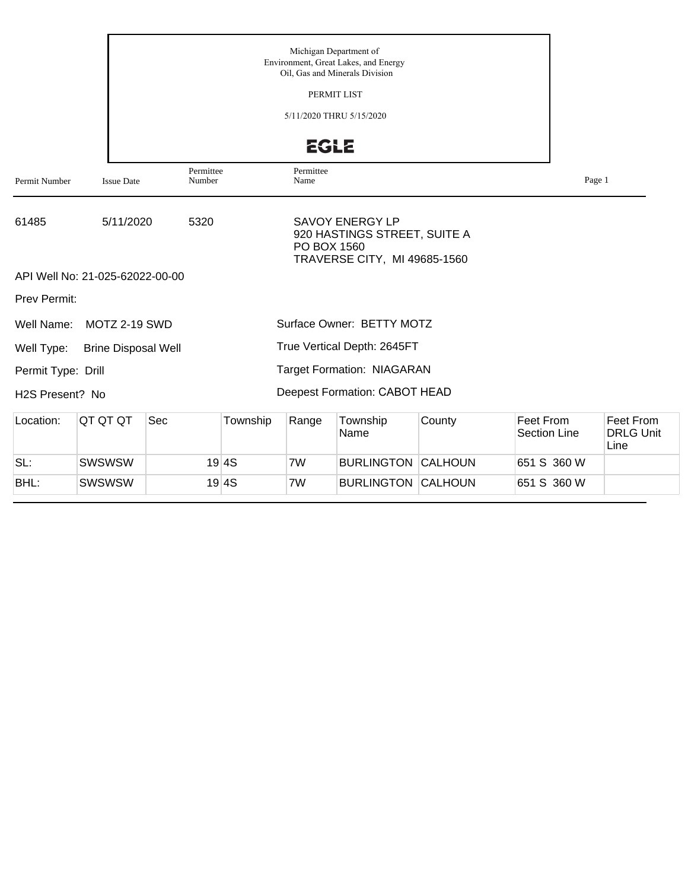Michigan Department of
Environment, Great Lakes, and Energy
Oil, Gas and Minerals Division

PERMIT LIST

5/11/2020 THRU 5/15/2020

EGLE

| Permit Number | Issue Date | Permittee Number | Permittee Name |
|---|---|---|---|
| 61485 | 5/11/2020 | 5320 | SAVOY ENERGY LP<br>920 HASTINGS STREET, SUITE A<br>PO BOX 1560<br>TRAVERSE CITY, MI 49685-1560 |

API Well No: 21-025-62022-00-00

Prev Permit:

Well Name: MOTZ 2-19 SWD

Surface Owner: BETTY MOTZ

Well Type: Brine Disposal Well

True Vertical Depth: 2645FT

Permit Type: Drill

Target Formation: NIAGARAN

H2S Present? No

Deepest Formation: CABOT HEAD

| Location: | QT QT QT | Sec | Township | Range | Township Name | County | Feet From Section Line | Feet From DRLG Unit Line |
|---|---|---|---|---|---|---|---|---|
| SL: | SWSWSW | 19 | 4S | 7W | BURLINGTON | CALHOUN | 651 S 360 W | |
| BHL: | SWSWSW | 19 | 4S | 7W | BURLINGTON | CALHOUN | 651 S 360 W | |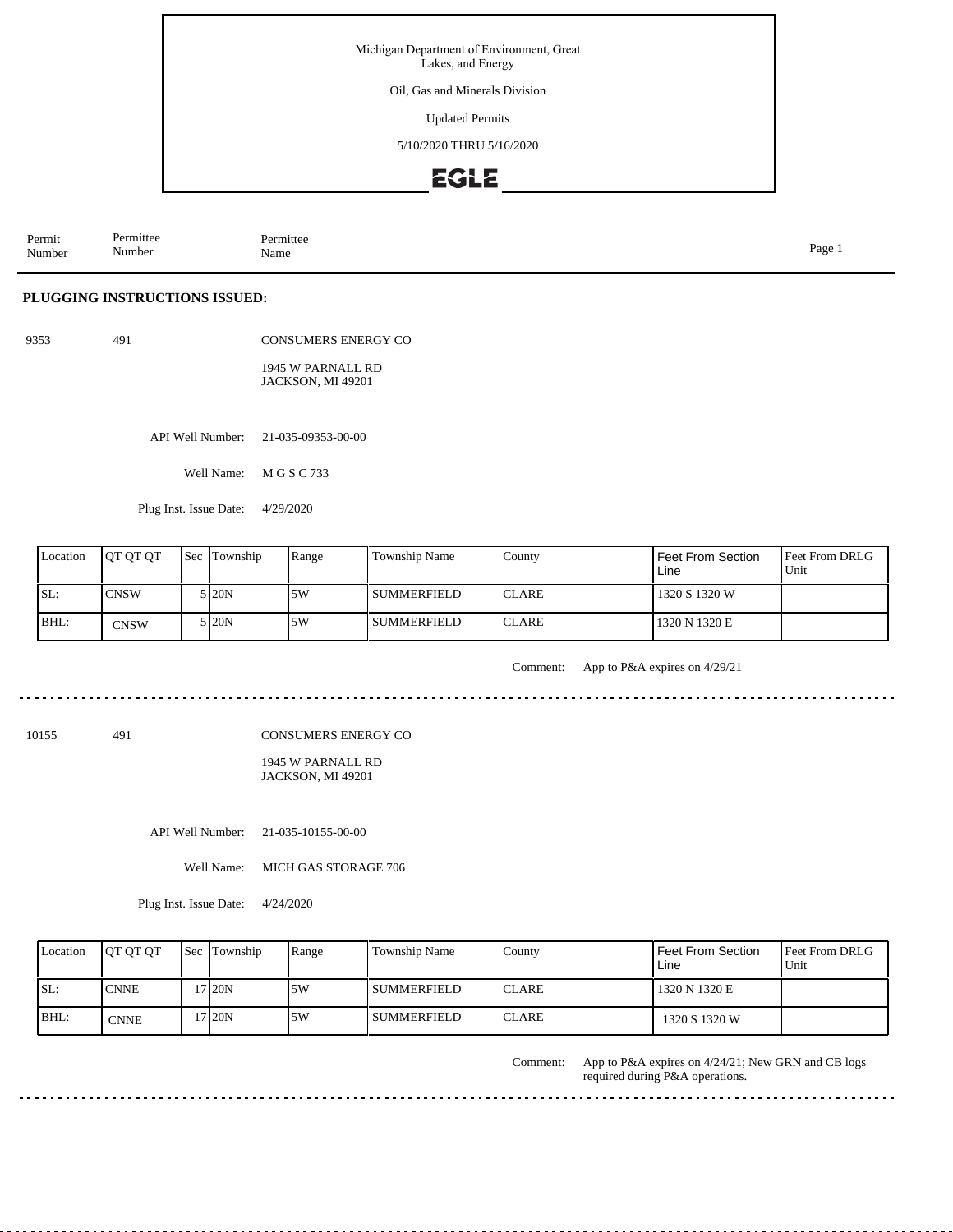Michigan Department of Environment, Great Lakes, and Energy

Oil, Gas and Minerals Division

Updated Permits

5/10/2020 THRU 5/16/2020

EGLE

| Permit Number | Permittee Number | Permittee Name |
|---|---|---|

## PLUGGING INSTRUCTIONS ISSUED:

9353 491 CONSUMERS ENERGY CO

1945 W PARNALL RD
JACKSON, MI 49201

API Well Number: 21-035-09353-00-00

Well Name: M G S C 733

Plug Inst. Issue Date: 4/29/2020

| Location | QT QT QT | Sec | Township | Range | Township Name | County | Feet From Section Line | Feet From DRLG Unit |
|---|---|---|---|---|---|---|---|---|
| SL: | CNSW | 5 | 20N | 5W | SUMMERFIELD | CLARE | 1320 S 1320 W | |
| BHL: | CNSW | 5 | 20N | 5W | SUMMERFIELD | CLARE | 1320 N 1320 E | |

Comment: App to P&A expires on 4/29/21

---

10155 491 CONSUMERS ENERGY CO

1945 W PARNALL RD
JACKSON, MI 49201

API Well Number: 21-035-10155-00-00

Well Name: MICH GAS STORAGE 706

Plug Inst. Issue Date: 4/24/2020

| Location | QT QT QT | Sec | Township | Range | Township Name | County | Feet From Section Line | Feet From DRLG Unit |
|---|---|---|---|---|---|---|---|---|
| SL: | CNNE | 17 | 20N | 5W | SUMMERFIELD | CLARE | 1320 N 1320 E | |
| BHL: | CNNE | 17 | 20N | 5W | SUMMERFIELD | CLARE | 1320 S 1320 W | |

Comment: App to P&A expires on 4/24/21; New GRN and CB logs required during P&A operations.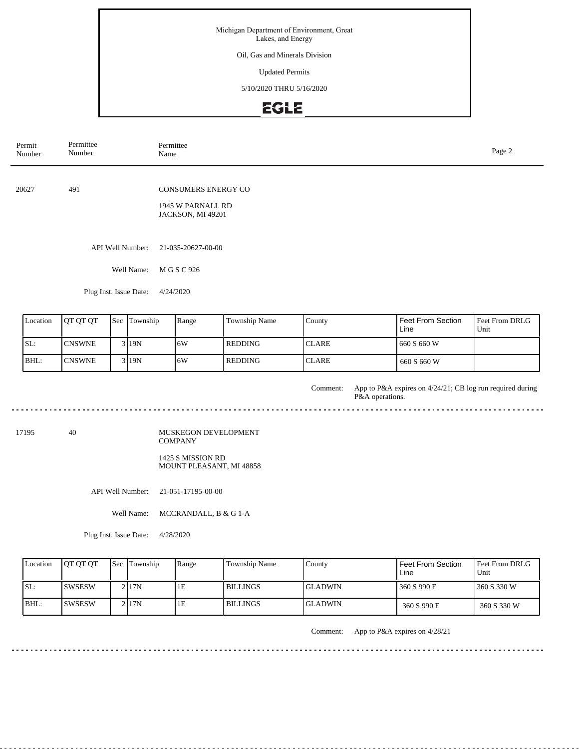Michigan Department of Environment, Great Lakes, and Energy

Oil, Gas and Minerals Division

Updated Permits

5/10/2020 THRU 5/16/2020

| Permit Number | Permittee Number | Permittee Name |
|---|---|---|

---

**20627** | **491** | **CONSUMERS ENERGY CO**

1945 W PARNALL RD
JACKSON, MI 49201

API Well Number: 21-035-20627-00-00

Well Name: M G S C 926

Plug Inst. Issue Date: 4/24/2020

| Location | QT QT QT | Sec | Township | Range | Township Name | County | Feet From Section Line | Feet From DRLG Unit |
|---|---|---|---|---|---|---|---|---|
| SL: | CNSWNE | 3 | 19N | 6W | REDDING | CLARE | 660 S 660 W | |
| BHL: | CNSWNE | 3 | 19N | 6W | REDDING | CLARE | 660 S 660 W | |

Comment: App to P&A expires on 4/24/21; CB log run required during P&A operations.

---

**17195** | **40** | **MUSKEGON DEVELOPMENT COMPANY**

1425 S MISSION RD
MOUNT PLEASANT, MI 48858

API Well Number: 21-051-17195-00-00

Well Name: MCCRANDALL, B & G 1-A

Plug Inst. Issue Date: 4/28/2020

| Location | QT QT QT | Sec | Township | Range | Township Name | County | Feet From Section Line | Feet From DRLG Unit |
|---|---|---|---|---|---|---|---|---|
| SL: | SWSESW | 2 | 17N | 1E | BILLINGS | GLADWIN | 360 S 990 E | 360 S 330 W |
| BHL: | SWSESW | 2 | 17N | 1E | BILLINGS | GLADWIN | 360 S 990 E | 360 S 330 W |

Comment: App to P&A expires on 4/28/21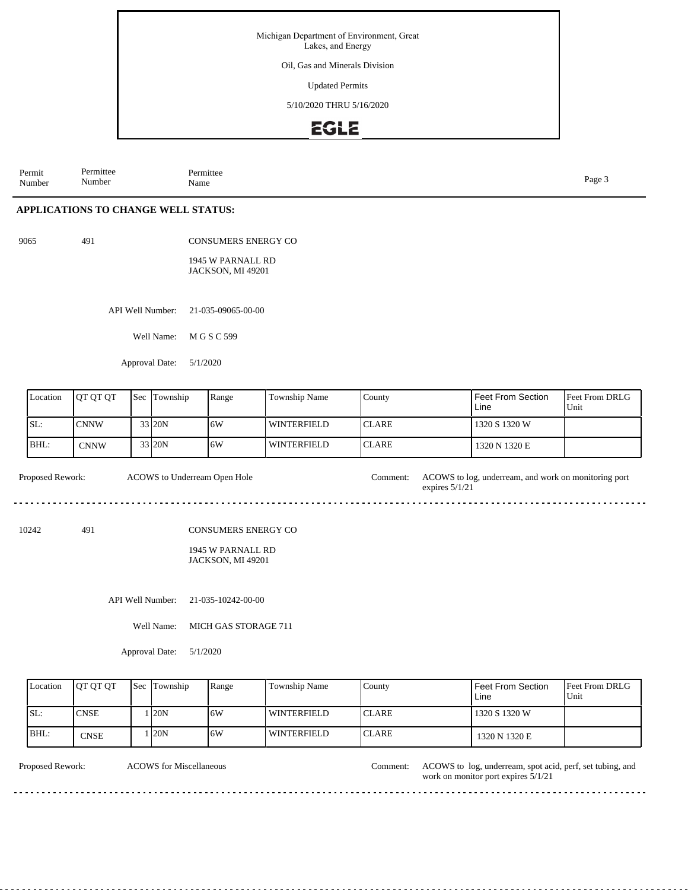Michigan Department of Environment, Great Lakes, and Energy

Oil, Gas and Minerals Division

Updated Permits

5/10/2020 THRU 5/16/2020

| Permit Number | Permittee Number | Permittee Name |
|---|---|---|

## APPLICATIONS TO CHANGE WELL STATUS:

9065 491 CONSUMERS ENERGY CO

1945 W PARNALL RD
JACKSON, MI 49201

API Well Number: 21-035-09065-00-00

Well Name: M G S C 599

Approval Date: 5/1/2020

| Location | QT QT QT | Sec | Township | Range | Township Name | County | Feet From Section Line | Feet From DRLG Unit |
|---|---|---|---|---|---|---|---|---|
| SL: | CNNW | 33 | 20N | 6W | WINTERFIELD | CLARE | 1320 S 1320 W | |
| BHL: | CNNW | 33 | 20N | 6W | WINTERFIELD | CLARE | 1320 N 1320 E | |

Proposed Rework: ACOWS to Underream Open Hole

Comment: ACOWS to log, underream, and work on monitoring port expires 5/1/21

---

10242 491 CONSUMERS ENERGY CO

1945 W PARNALL RD
JACKSON, MI 49201

API Well Number: 21-035-10242-00-00

Well Name: MICH GAS STORAGE 711

Approval Date: 5/1/2020

| Location | QT QT QT | Sec | Township | Range | Township Name | County | Feet From Section Line | Feet From DRLG Unit |
|---|---|---|---|---|---|---|---|---|
| SL: | CNSE | 1 | 20N | 6W | WINTERFIELD | CLARE | 1320 S 1320 W | |
| BHL: | CNSE | 1 | 20N | 6W | WINTERFIELD | CLARE | 1320 N 1320 E | |

Proposed Rework: ACOWS for Miscellaneous

Comment: ACOWS to log, underream, spot acid, perf, set tubing, and work on monitor port expires 5/1/21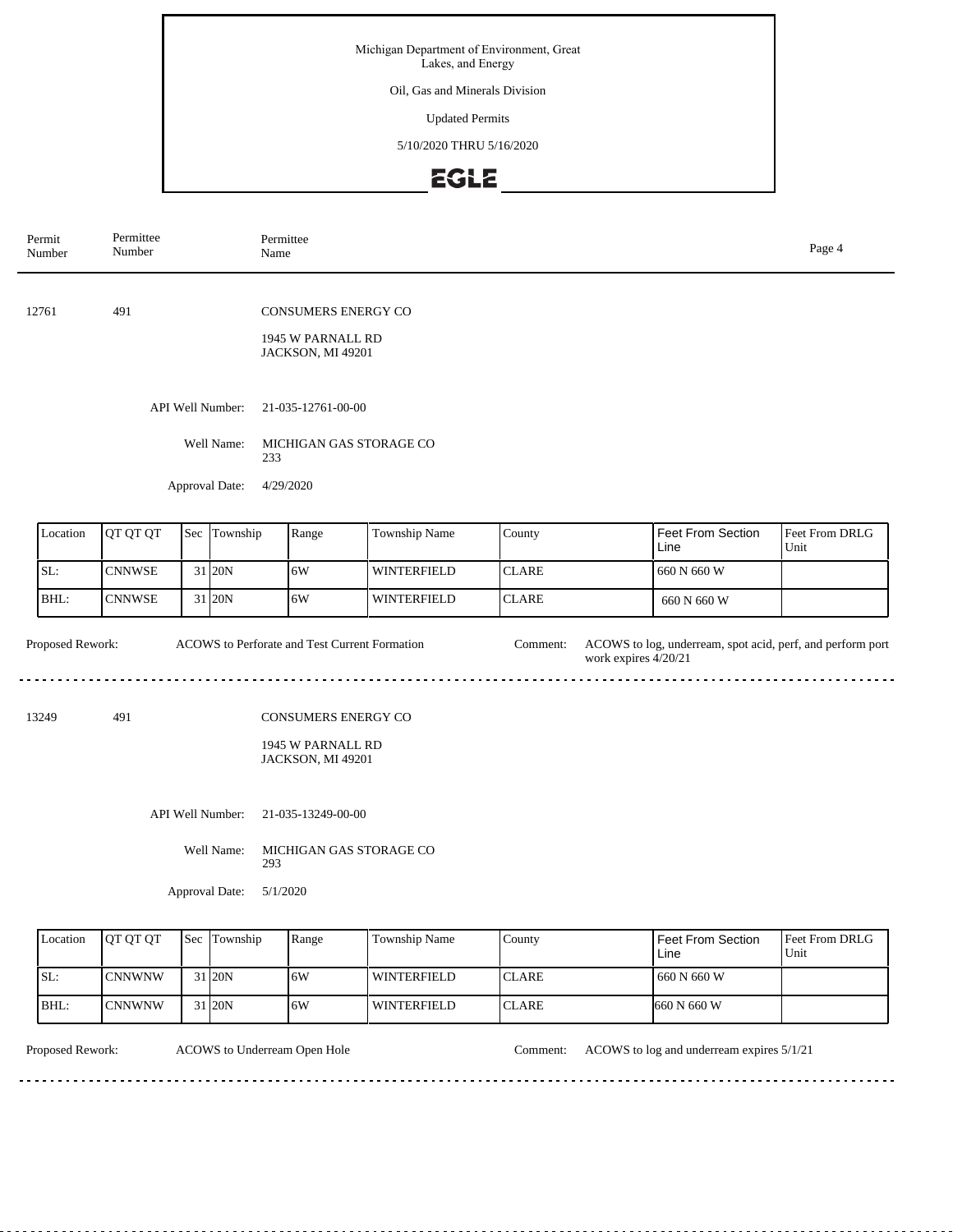Michigan Department of Environment, Great Lakes, and Energy

Oil, Gas and Minerals Division

Updated Permits

5/10/2020 THRU 5/16/2020

EGLE

| Permit Number | Permittee Number | Permittee Name |
|---|---|---|

12761 491 CONSUMERS ENERGY CO

1945 W PARNALL RD
JACKSON, MI 49201

API Well Number: 21-035-12761-00-00

Well Name: MICHIGAN GAS STORAGE CO 233

Approval Date: 4/29/2020

| Location | QT QT QT | Sec | Township | Range | Township Name | County | Feet From Section Line | Feet From DRLG Unit |
|---|---|---|---|---|---|---|---|---|
| SL: | CNNWSE | 31 | 20N | 6W | WINTERFIELD | CLARE | 660 N 660 W | |
| BHL: | CNNWSE | 31 | 20N | 6W | WINTERFIELD | CLARE | 660 N 660 W | |

Proposed Rework: ACOWS to Perforate and Test Current Formation

Comment: ACOWS to log, underream, spot acid, perf, and perform port work expires 4/20/21

---

13249 491 CONSUMERS ENERGY CO

1945 W PARNALL RD
JACKSON, MI 49201

API Well Number: 21-035-13249-00-00

Well Name: MICHIGAN GAS STORAGE CO 293

Approval Date: 5/1/2020

| Location | QT QT QT | Sec | Township | Range | Township Name | County | Feet From Section Line | Feet From DRLG Unit |
|---|---|---|---|---|---|---|---|---|
| SL: | CNNWNW | 31 | 20N | 6W | WINTERFIELD | CLARE | 660 N 660 W | |
| BHL: | CNNWNW | 31 | 20N | 6W | WINTERFIELD | CLARE | 660 N 660 W | |

Proposed Rework: ACOWS to Underream Open Hole

Comment: ACOWS to log and underream expires 5/1/21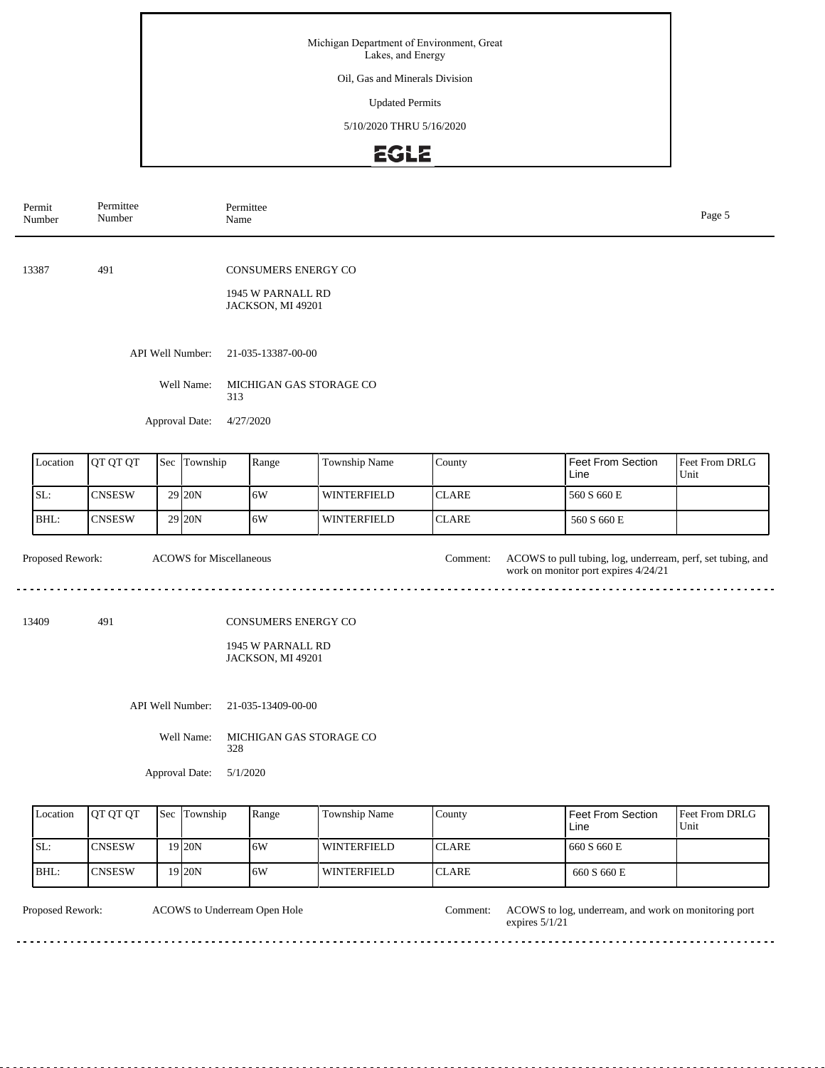Michigan Department of Environment, Great Lakes, and Energy

Oil, Gas and Minerals Division

Updated Permits

5/10/2020 THRU 5/16/2020

EGLE

| Permit Number | Permittee Number | Permittee Name |
|---|---|---|

13387 491 CONSUMERS ENERGY CO

1945 W PARNALL RD
JACKSON, MI 49201

API Well Number: 21-035-13387-00-00

Well Name: MICHIGAN GAS STORAGE CO 313

Approval Date: 4/27/2020

| Location | QT QT QT | Sec | Township | Range | Township Name | County | Feet From Section Line | Feet From DRLG Unit |
|---|---|---|---|---|---|---|---|---|
| SL: | CNSESW | 29 | 20N | 6W | WINTERFIELD | CLARE | 560 S 660 E | |
| BHL: | CNSESW | 29 | 20N | 6W | WINTERFIELD | CLARE | 560 S 660 E | |

Proposed Rework: ACOWS for Miscellaneous

Comment: ACOWS to pull tubing, log, underream, perf, set tubing, and work on monitor port expires 4/24/21

---

13409 491 CONSUMERS ENERGY CO

1945 W PARNALL RD
JACKSON, MI 49201

API Well Number: 21-035-13409-00-00

Well Name: MICHIGAN GAS STORAGE CO 328

Approval Date: 5/1/2020

| Location | QT QT QT | Sec | Township | Range | Township Name | County | Feet From Section Line | Feet From DRLG Unit |
|---|---|---|---|---|---|---|---|---|
| SL: | CNSESW | 19 | 20N | 6W | WINTERFIELD | CLARE | 660 S 660 E | |
| BHL: | CNSESW | 19 | 20N | 6W | WINTERFIELD | CLARE | 660 S 660 E | |

Proposed Rework: ACOWS to Underream Open Hole

Comment: ACOWS to log, underream, and work on monitoring port expires 5/1/21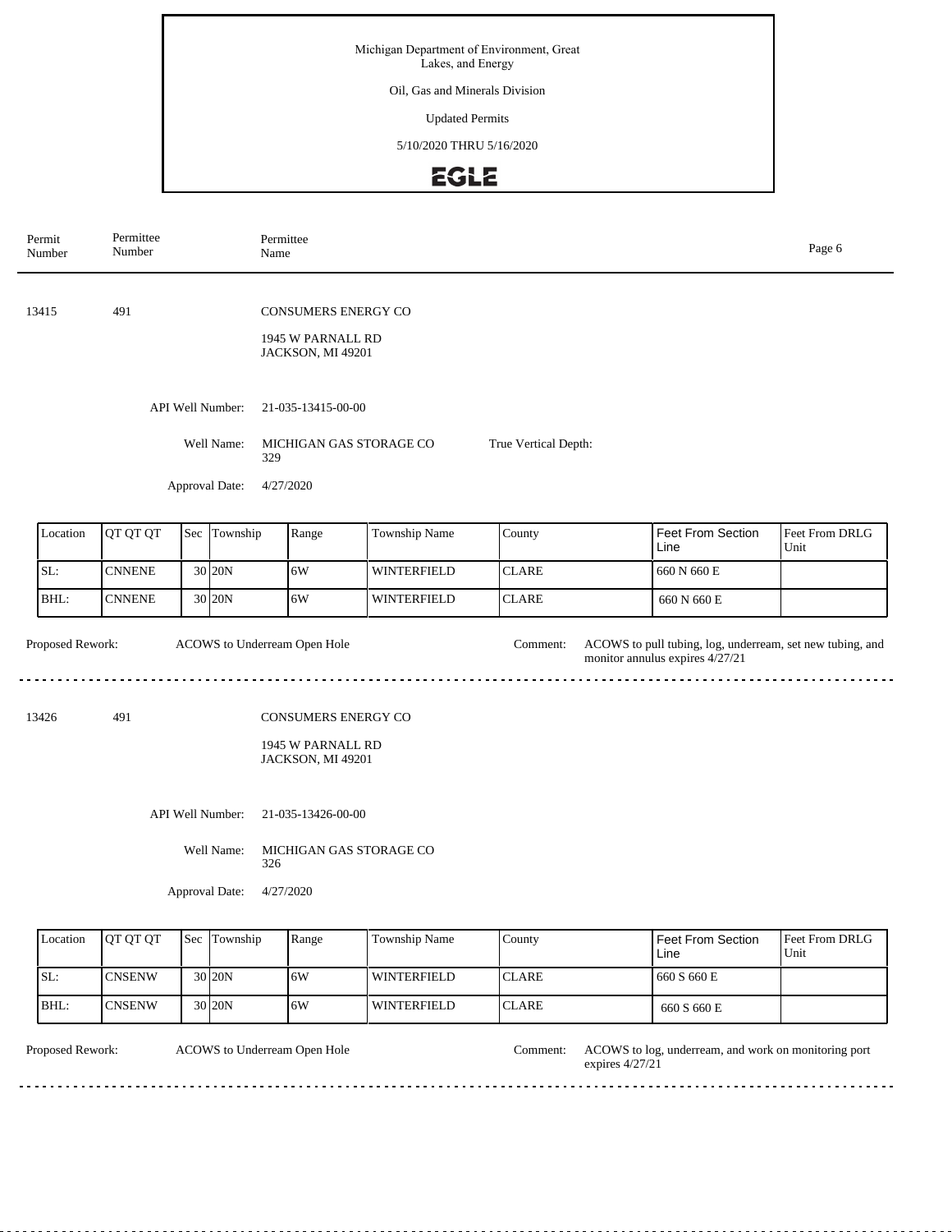Michigan Department of Environment, Great Lakes, and Energy

Oil, Gas and Minerals Division

Updated Permits

5/10/2020 THRU 5/16/2020

| Permit Number | Permittee Number | Permittee Name |
|---|---|---|

13415 491 CONSUMERS ENERGY CO

1945 W PARNALL RD
JACKSON, MI 49201

API Well Number: 21-035-13415-00-00

Well Name: MICHIGAN GAS STORAGE CO 329

True Vertical Depth:

Approval Date: 4/27/2020

| Location | QT QT QT | Sec | Township | Range | Township Name | County | Feet From Section Line | Feet From DRLG Unit |
|---|---|---|---|---|---|---|---|---|
| SL: | CNNENE | 30 | 20N | 6W | WINTERFIELD | CLARE | 660 N 660 E | |
| BHL: | CNNENE | 30 | 20N | 6W | WINTERFIELD | CLARE | 660 N 660 E | |

Proposed Rework: ACOWS to Underream Open Hole

Comment: ACOWS to pull tubing, log, underream, set new tubing, and monitor annulus expires 4/27/21

---

13426 491 CONSUMERS ENERGY CO

1945 W PARNALL RD
JACKSON, MI 49201

API Well Number: 21-035-13426-00-00

Well Name: MICHIGAN GAS STORAGE CO 326

Approval Date: 4/27/2020

| Location | QT QT QT | Sec | Township | Range | Township Name | County | Feet From Section Line | Feet From DRLG Unit |
|---|---|---|---|---|---|---|---|---|
| SL: | CNSENW | 30 | 20N | 6W | WINTERFIELD | CLARE | 660 S 660 E | |
| BHL: | CNSENW | 30 | 20N | 6W | WINTERFIELD | CLARE | 660 S 660 E | |

Proposed Rework: ACOWS to Underream Open Hole

Comment: ACOWS to log, underream, and work on monitoring port expires 4/27/21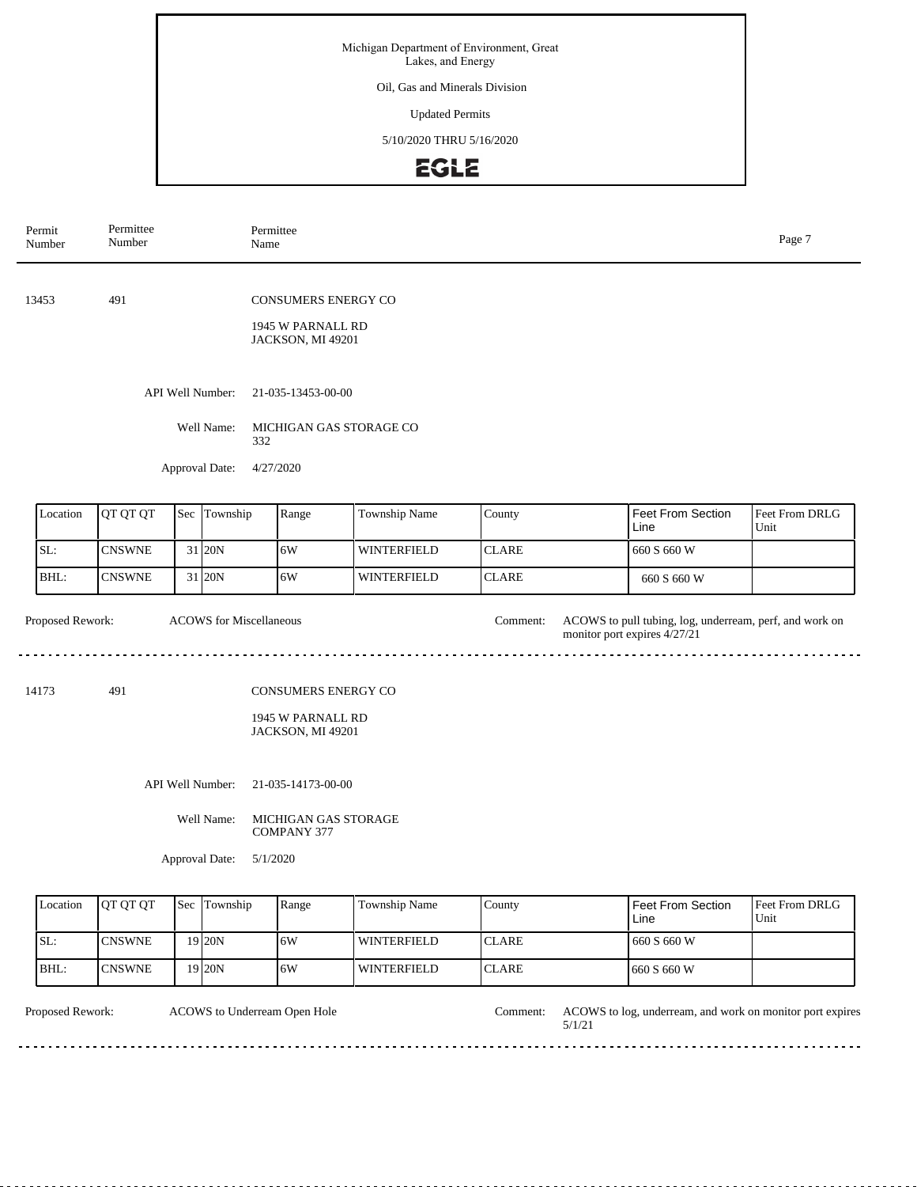Michigan Department of Environment, Great Lakes, and Energy

Oil, Gas and Minerals Division

Updated Permits

5/10/2020 THRU 5/16/2020

EGLE

| Permit Number | Permittee Number | Permittee Name |
|---|---|---|

---

**13453** | **491** | **CONSUMERS ENERGY CO**

1945 W PARNALL RD
JACKSON, MI 49201

API Well Number: 21-035-13453-00-00

Well Name: MICHIGAN GAS STORAGE CO 332

Approval Date: 4/27/2020

| Location | QT QT QT | Sec | Township | Range | Township Name | County | Feet From Section Line | Feet From DRLG Unit |
|---|---|---|---|---|---|---|---|---|
| SL: | CNSWNE | 31 | 20N | 6W | WINTERFIELD | CLARE | 660 S 660 W | |
| BHL: | CNSWNE | 31 | 20N | 6W | WINTERFIELD | CLARE | 660 S 660 W | |

Proposed Rework: ACOWS for Miscellaneous

Comment: ACOWS to pull tubing, log, underream, perf, and work on monitor port expires 4/27/21

---

**14173** | **491** | **CONSUMERS ENERGY CO**

1945 W PARNALL RD
JACKSON, MI 49201

API Well Number: 21-035-14173-00-00

Well Name: MICHIGAN GAS STORAGE COMPANY 377

Approval Date: 5/1/2020

| Location | QT QT QT | Sec | Township | Range | Township Name | County | Feet From Section Line | Feet From DRLG Unit |
|---|---|---|---|---|---|---|---|---|
| SL: | CNSWNE | 19 | 20N | 6W | WINTERFIELD | CLARE | 660 S 660 W | |
| BHL: | CNSWNE | 19 | 20N | 6W | WINTERFIELD | CLARE | 660 S 660 W | |

Proposed Rework: ACOWS to Underream Open Hole

Comment: ACOWS to log, underream, and work on monitor port expires 5/1/21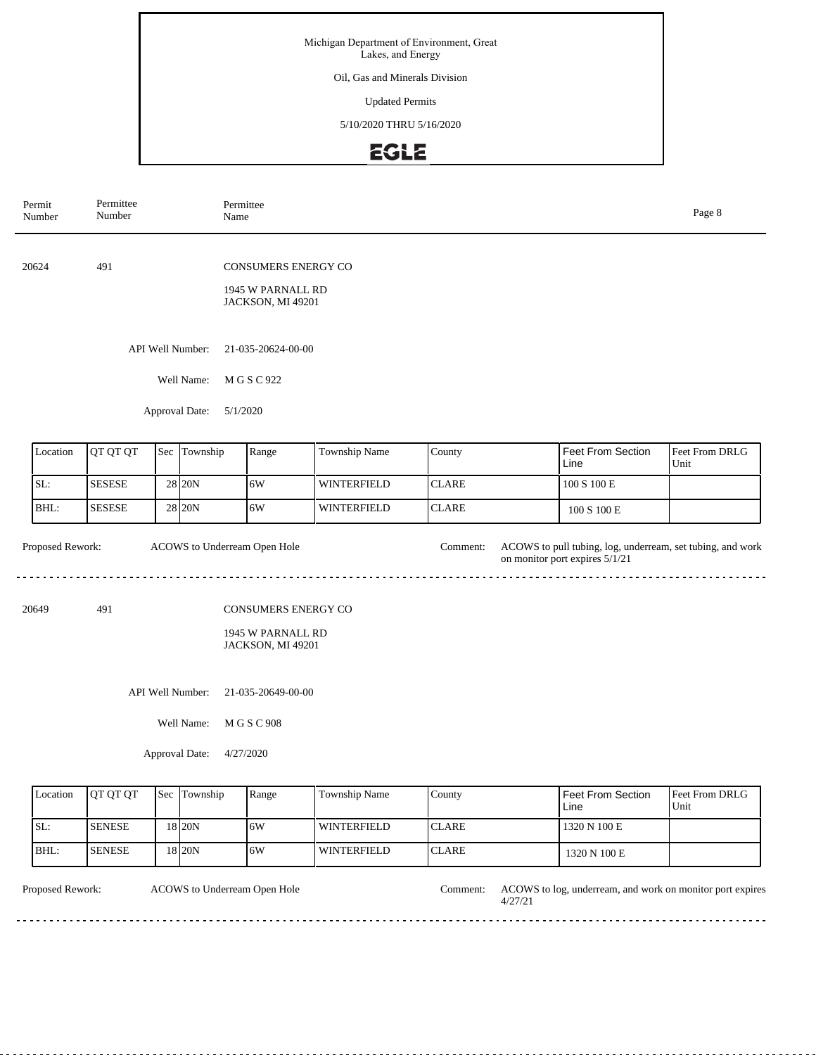Michigan Department of Environment, Great Lakes, and Energy

Oil, Gas and Minerals Division

Updated Permits

5/10/2020 THRU 5/16/2020

EGLE

| Permit Number | Permittee Number | Permittee Name |
|---|---|---|

20624 491 CONSUMERS ENERGY CO

1945 W PARNALL RD
JACKSON, MI 49201

API Well Number: 21-035-20624-00-00

Well Name: M G S C 922

Approval Date: 5/1/2020

| Location | QT QT QT | Sec | Township | Range | Township Name | County | Feet From Section Line | Feet From DRLG Unit |
|---|---|---|---|---|---|---|---|---|
| SL: | SESESE | 28 | 20N | 6W | WINTERFIELD | CLARE | 100 S 100 E | |
| BHL: | SESESE | 28 | 20N | 6W | WINTERFIELD | CLARE | 100 S 100 E | |

Proposed Rework: ACOWS to Underream Open Hole

Comment: ACOWS to pull tubing, log, underream, set tubing, and work on monitor port expires 5/1/21

---

20649 491 CONSUMERS ENERGY CO

1945 W PARNALL RD
JACKSON, MI 49201

API Well Number: 21-035-20649-00-00

Well Name: M G S C 908

Approval Date: 4/27/2020

| Location | QT QT QT | Sec | Township | Range | Township Name | County | Feet From Section Line | Feet From DRLG Unit |
|---|---|---|---|---|---|---|---|---|
| SL: | SENESE | 18 | 20N | 6W | WINTERFIELD | CLARE | 1320 N 100 E | |
| BHL: | SENESE | 18 | 20N | 6W | WINTERFIELD | CLARE | 1320 N 100 E | |

Proposed Rework: ACOWS to Underream Open Hole

Comment: ACOWS to log, underream, and work on monitor port expires 4/27/21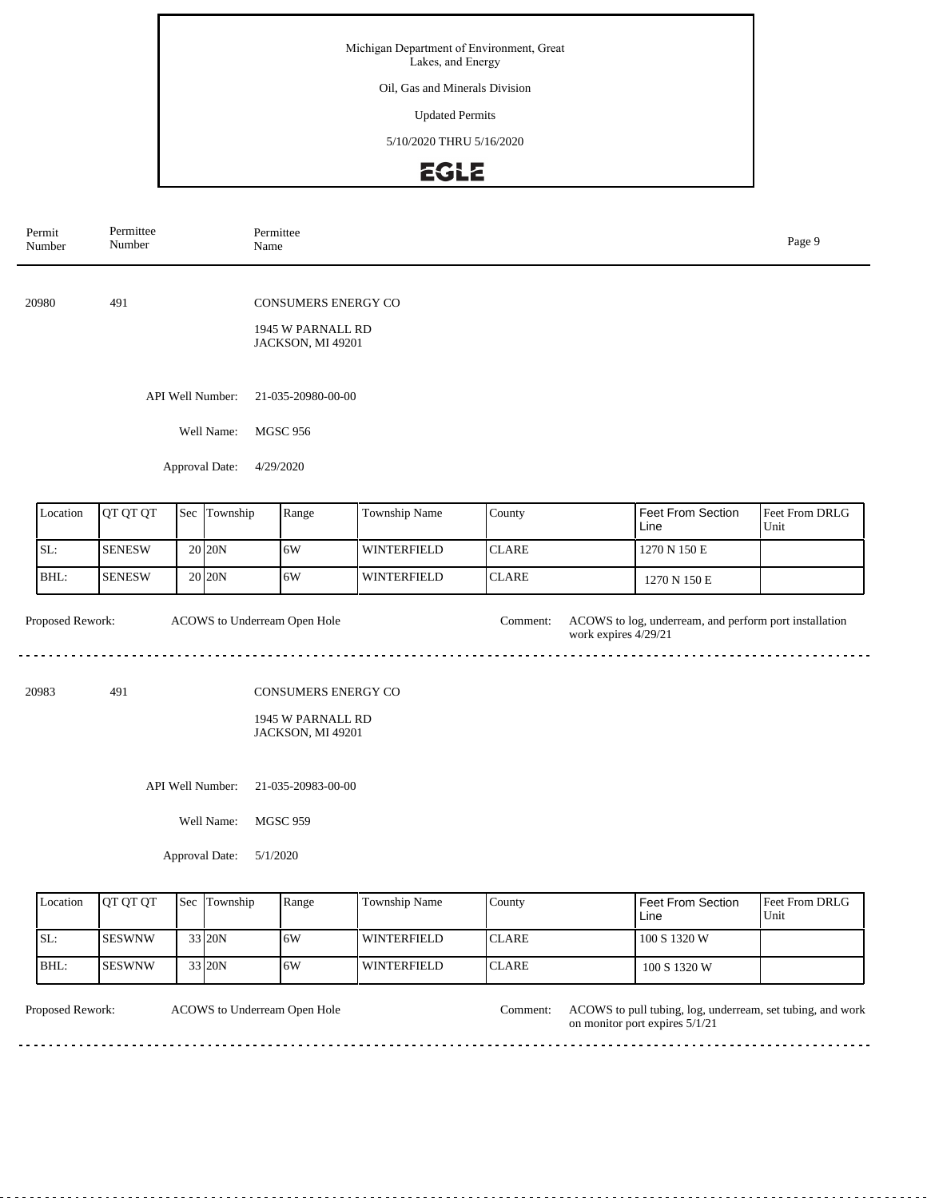Michigan Department of Environment, Great Lakes, and Energy

Oil, Gas and Minerals Division

Updated Permits

5/10/2020 THRU 5/16/2020

EGLE

| Permit Number | Permittee Number | Permittee Name |
|---|---|---|

20980 491 CONSUMERS ENERGY CO

1945 W PARNALL RD
JACKSON, MI 49201

API Well Number: 21-035-20980-00-00

Well Name: MGSC 956

Approval Date: 4/29/2020

| Location | QT QT QT | Sec | Township | Range | Township Name | County | Feet From Section Line | Feet From DRLG Unit |
|---|---|---|---|---|---|---|---|---|
| SL: | SENESW | 20 | 20N | 6W | WINTERFIELD | CLARE | 1270 N 150 E | |
| BHL: | SENESW | 20 | 20N | 6W | WINTERFIELD | CLARE | 1270 N 150 E | |

Proposed Rework: ACOWS to Underream Open Hole

Comment: ACOWS to log, underream, and perform port installation work expires 4/29/21

---

20983 491 CONSUMERS ENERGY CO

1945 W PARNALL RD
JACKSON, MI 49201

API Well Number: 21-035-20983-00-00

Well Name: MGSC 959

Approval Date: 5/1/2020

| Location | QT QT QT | Sec | Township | Range | Township Name | County | Feet From Section Line | Feet From DRLG Unit |
|---|---|---|---|---|---|---|---|---|
| SL: | SESWNW | 33 | 20N | 6W | WINTERFIELD | CLARE | 100 S 1320 W | |
| BHL: | SESWNW | 33 | 20N | 6W | WINTERFIELD | CLARE | 100 S 1320 W | |

Proposed Rework: ACOWS to Underream Open Hole

Comment: ACOWS to pull tubing, log, underream, set tubing, and work on monitor port expires 5/1/21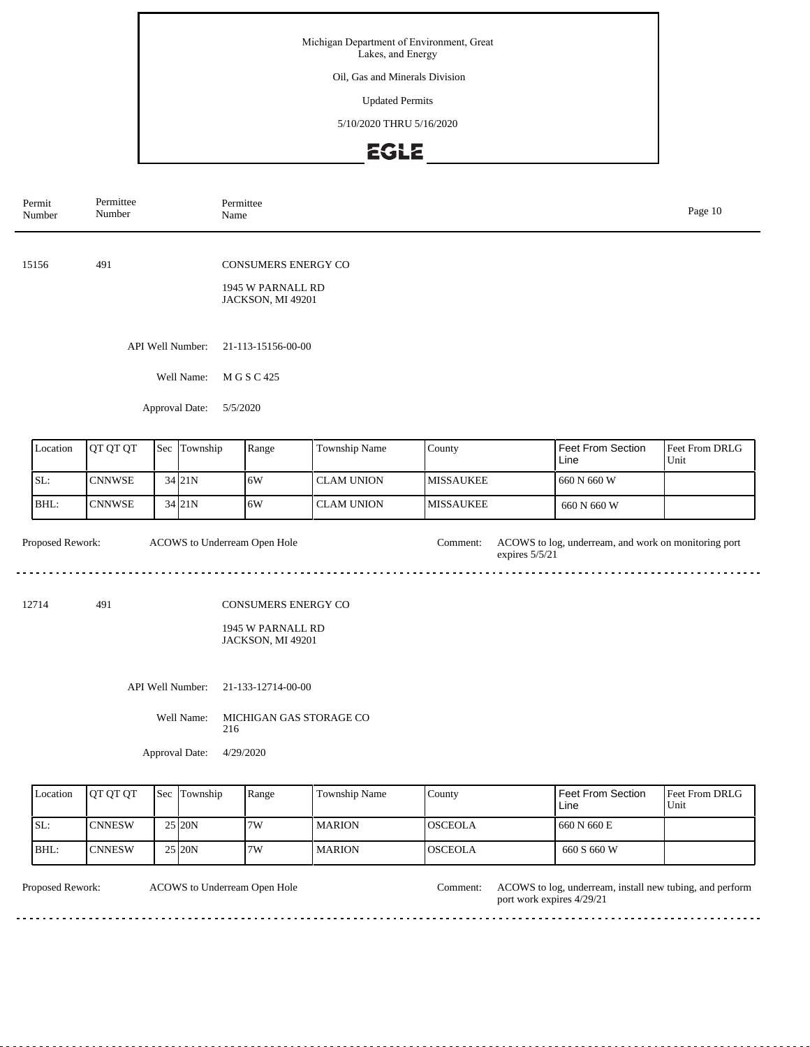Michigan Department of Environment, Great Lakes, and Energy

Oil, Gas and Minerals Division

Updated Permits

5/10/2020 THRU 5/16/2020

| Permit Number | Permittee Number | Permittee Name |
|---|---|---|

15156 491 CONSUMERS ENERGY CO

1945 W PARNALL RD
JACKSON, MI 49201

API Well Number: 21-113-15156-00-00

Well Name: M G S C 425

Approval Date: 5/5/2020

| Location | QT QT QT | Sec | Township | Range | Township Name | County | Feet From Section Line | Feet From DRLG Unit |
|---|---|---|---|---|---|---|---|---|
| SL: | CNNWSE | 34 | 21N | 6W | CLAM UNION | MISSAUKEE | 660 N 660 W | |
| BHL: | CNNWSE | 34 | 21N | 6W | CLAM UNION | MISSAUKEE | 660 N 660 W | |

Proposed Rework: ACOWS to Underream Open Hole

Comment: ACOWS to log, underream, and work on monitoring port expires 5/5/21

---

12714 491 CONSUMERS ENERGY CO

1945 W PARNALL RD
JACKSON, MI 49201

API Well Number: 21-133-12714-00-00

Well Name: MICHIGAN GAS STORAGE CO 216

Approval Date: 4/29/2020

| Location | QT QT QT | Sec | Township | Range | Township Name | County | Feet From Section Line | Feet From DRLG Unit |
|---|---|---|---|---|---|---|---|---|
| SL: | CNNESW | 25 | 20N | 7W | MARION | OSCEOLA | 660 N 660 E | |
| BHL: | CNNESW | 25 | 20N | 7W | MARION | OSCEOLA | 660 S 660 W | |

Proposed Rework: ACOWS to Underream Open Hole

Comment: ACOWS to log, underream, install new tubing, and perform port work expires 4/29/21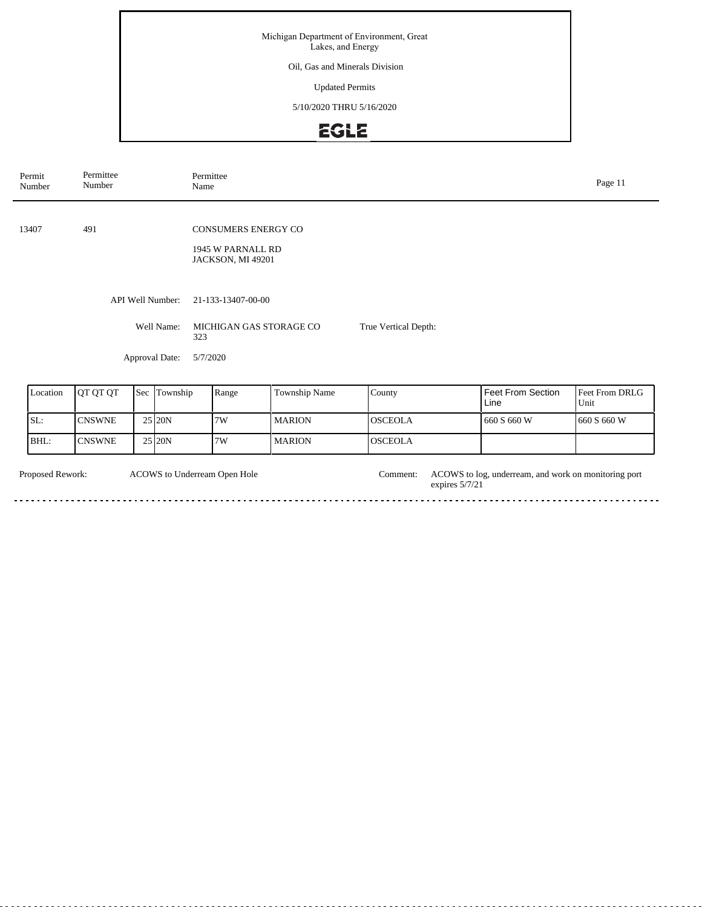Michigan Department of Environment, Great Lakes, and Energy

Oil, Gas and Minerals Division

Updated Permits

5/10/2020 THRU 5/16/2020

EGLE

| Permit Number | Permittee Number | Permittee Name |
|---|---|---|
| 13407 | 491 | CONSUMERS ENERGY CO<br>1945 W PARNALL RD<br>JACKSON, MI 49201 |

API Well Number: 21-133-13407-00-00

Well Name: MICHIGAN GAS STORAGE CO 323

True Vertical Depth:

Approval Date: 5/7/2020

| Location | QT QT QT | Sec | Township | Range | Township Name | County | Feet From Section Line | Feet From DRLG Unit |
|---|---|---|---|---|---|---|---|---|
| SL: | CNSWNE | 25 | 20N | 7W | MARION | OSCEOLA | 660 S 660 W | 660 S 660 W |
| BHL: | CNSWNE | 25 | 20N | 7W | MARION | OSCEOLA | | |

Proposed Rework: ACOWS to Underream Open Hole

Comment: ACOWS to log, underream, and work on monitoring port expires 5/7/21